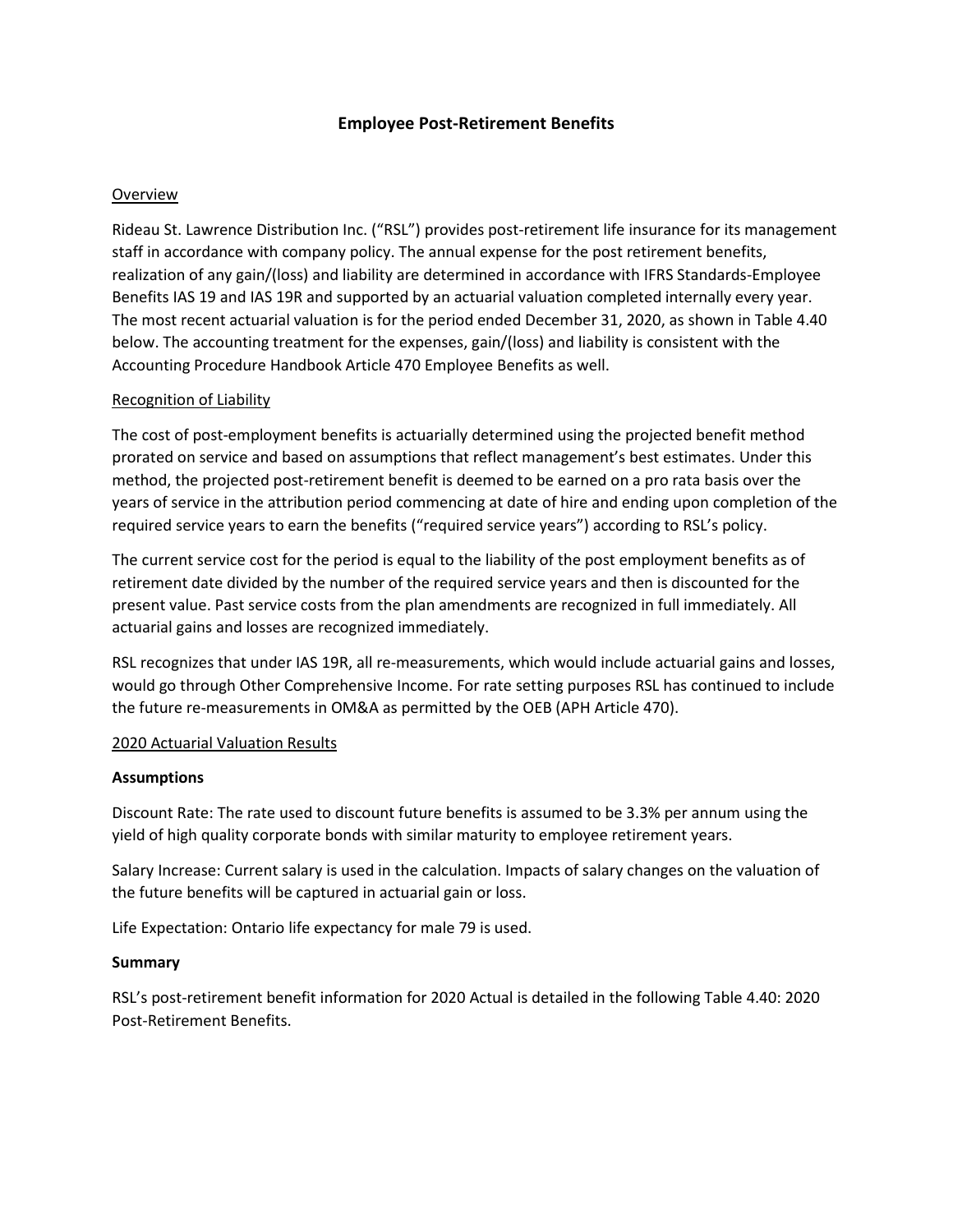# Employee Post-Retirement Benefits

## Overview

Rideau St. Lawrence Distribution Inc. ("RSL") provides post-retirement life insurance for its management staff in accordance with company policy. The annual expense for the post retirement benefits, realization of any gain/(loss) and liability are determined in accordance with IFRS Standards-Employee Benefits IAS 19 and IAS 19R and supported by an actuarial valuation completed internally every year. The most recent actuarial valuation is for the period ended December 31, 2020, as shown in Table 4.40 below. The accounting treatment for the expenses, gain/(loss) and liability is consistent with the Accounting Procedure Handbook Article 470 Employee Benefits as well.

## Recognition of Liability

The cost of post-employment benefits is actuarially determined using the projected benefit method prorated on service and based on assumptions that reflect management's best estimates. Under this method, the projected post-retirement benefit is deemed to be earned on a pro rata basis over the years of service in the attribution period commencing at date of hire and ending upon completion of the required service years to earn the benefits ("required service years") according to RSL's policy.

The current service cost for the period is equal to the liability of the post employment benefits as of retirement date divided by the number of the required service years and then is discounted for the present value. Past service costs from the plan amendments are recognized in full immediately. All actuarial gains and losses are recognized immediately.

RSL recognizes that under IAS 19R, all re-measurements, which would include actuarial gains and losses, would go through Other Comprehensive Income. For rate setting purposes RSL has continued to include the future re-measurements in OM&A as permitted by the OEB (APH Article 470).

## 2020 Actuarial Valuation Results

### Assumptions

Discount Rate: The rate used to discount future benefits is assumed to be 3.3% per annum using the yield of high quality corporate bonds with similar maturity to employee retirement years.

Salary Increase: Current salary is used in the calculation. Impacts of salary changes on the valuation of the future benefits will be captured in actuarial gain or loss.

Life Expectation: Ontario life expectancy for male 79 is used.

### Summary

RSL's post-retirement benefit information for 2020 Actual is detailed in the following Table 4.40: 2020 Post-Retirement Benefits.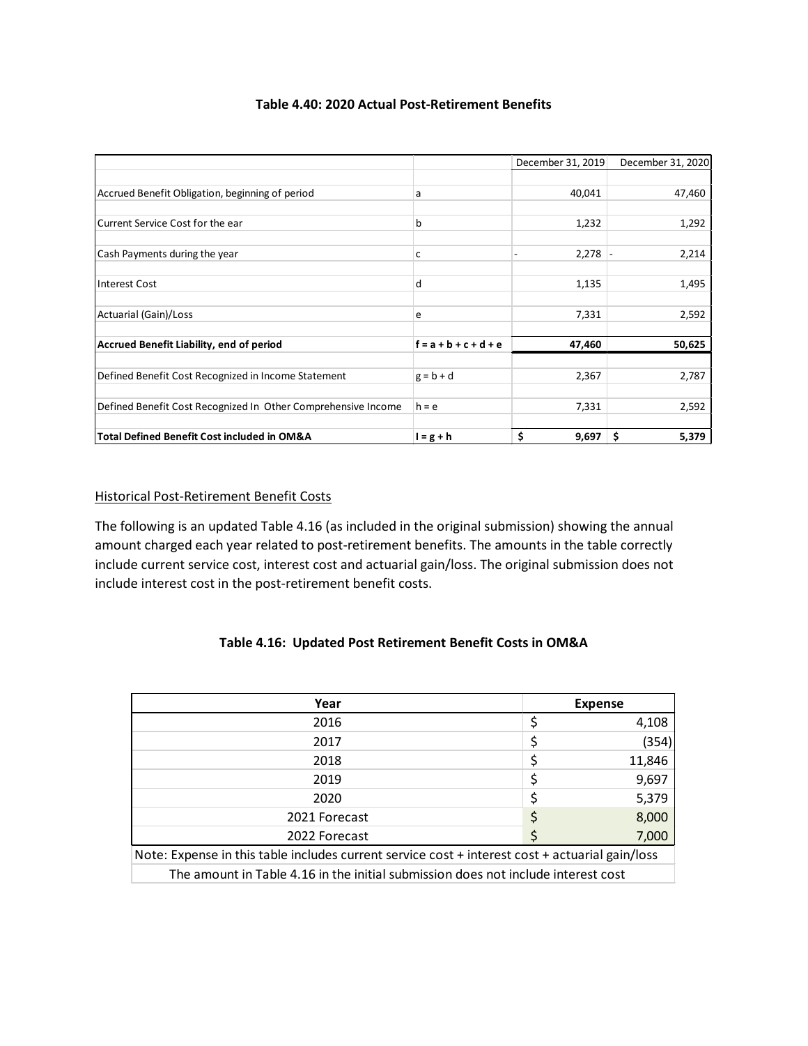**Table 4.40: 2020 Actual Post-Retirement Benefits**

| | | December 31, 2019 | December 31, 2020 |
|---|---|---|---|
| Accrued Benefit Obligation, beginning of period | a | 40,041 | 47,460 |
| Current Service Cost for the ear | b | 1,232 | 1,292 |
| Cash Payments during the year | c | - 2,278 | - 2,214 |
| Interest Cost | d | 1,135 | 1,495 |
| Actuarial (Gain)/Loss | e | 7,331 | 2,592 |
| **Accrued Benefit Liability, end of period** | **f = a + b + c + d + e** | **47,460** | **50,625** |
| Defined Benefit Cost Recognized in Income Statement | g = b + d | 2,367 | 2,787 |
| Defined Benefit Cost Recognized In Other Comprehensive Income | h = e | 7,331 | 2,592 |
| **Total Defined Benefit Cost included in OM&A** | **I = g + h** | **$ 9,697** | **$ 5,379** |

Historical Post-Retirement Benefit Costs

The following is an updated Table 4.16 (as included in the original submission) showing the annual amount charged each year related to post-retirement benefits. The amounts in the table correctly include current service cost, interest cost and actuarial gain/loss. The original submission does not include interest cost in the post-retirement benefit costs.

**Table 4.16: Updated Post Retirement Benefit Costs in OM&A**

| Year | Expense |
|---|---|
| 2016 | $ 4,108 |
| 2017 | $ (354) |
| 2018 | $ 11,846 |
| 2019 | $ 9,697 |
| 2020 | $ 5,379 |
| 2021 Forecast | $ 8,000 |
| 2022 Forecast | $ 7,000 |

Note: Expense in this table includes current service cost + interest cost + actuarial gain/loss
The amount in Table 4.16 in the initial submission does not include interest cost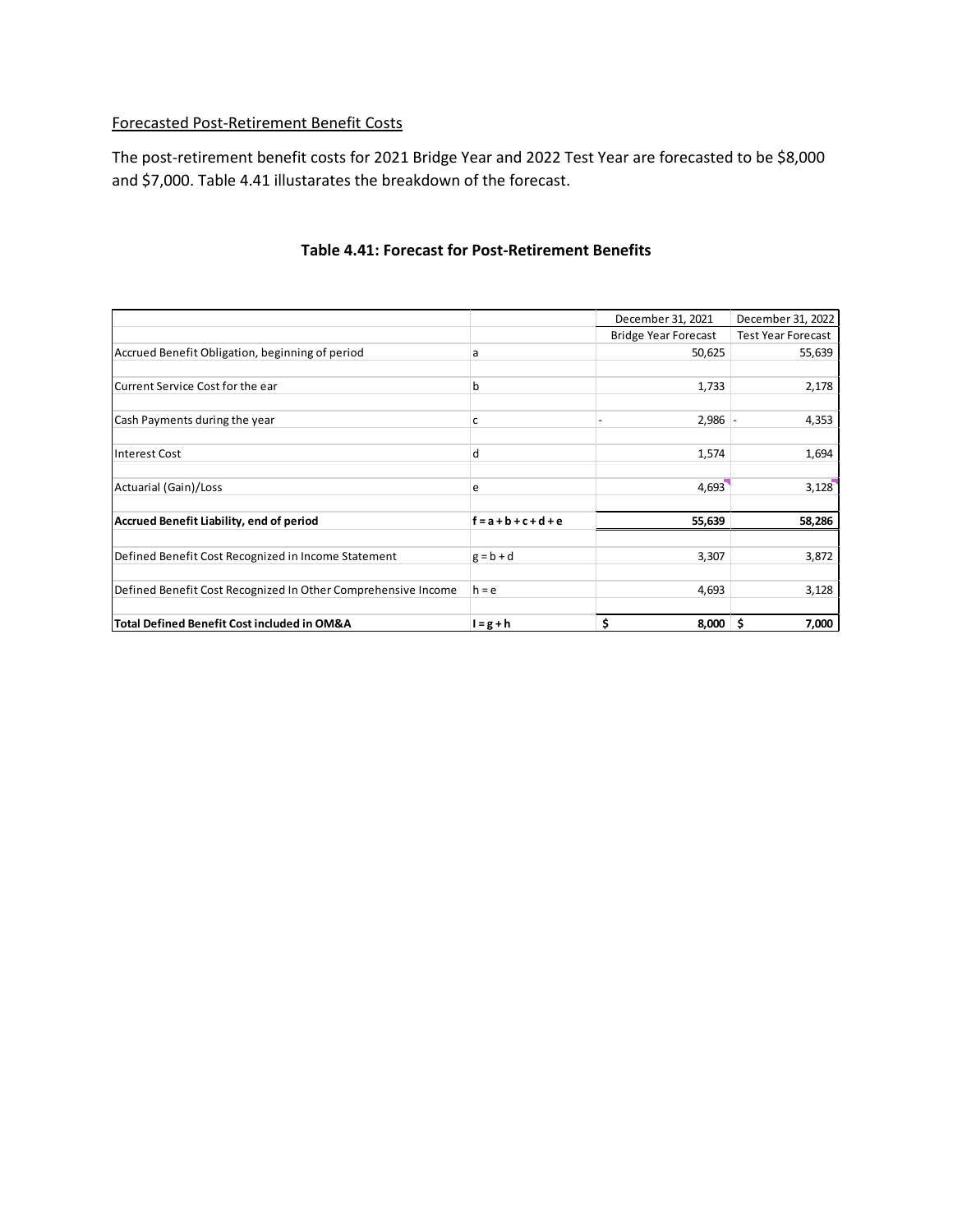Forecasted Post-Retirement Benefit Costs

The post-retirement benefit costs for 2021 Bridge Year and 2022 Test Year are forecasted to be $8,000 and $7,000. Table 4.41 illustarates the breakdown of the forecast.

**Table 4.41: Forecast for Post-Retirement Benefits**

| | | December 31, 2021 | December 31, 2022 |
|---|---|---|---|
| | | Bridge Year Forecast | Test Year Forecast |
| Accrued Benefit Obligation, beginning of period | a | 50,625 | 55,639 |
| Current Service Cost for the ear | b | 1,733 | 2,178 |
| Cash Payments during the year | c | - 2,986 | - 4,353 |
| Interest Cost | d | 1,574 | 1,694 |
| Actuarial (Gain)/Loss | e | 4,693 | 3,128 |
| **Accrued Benefit Liability, end of period** | **f = a + b + c + d + e** | **55,639** | **58,286** |
| Defined Benefit Cost Recognized in Income Statement | g = b + d | 3,307 | 3,872 |
| Defined Benefit Cost Recognized In Other Comprehensive Income | h = e | 4,693 | 3,128 |
| **Total Defined Benefit Cost included in OM&A** | **I = g + h** | **$ 8,000** | **$ 7,000** |